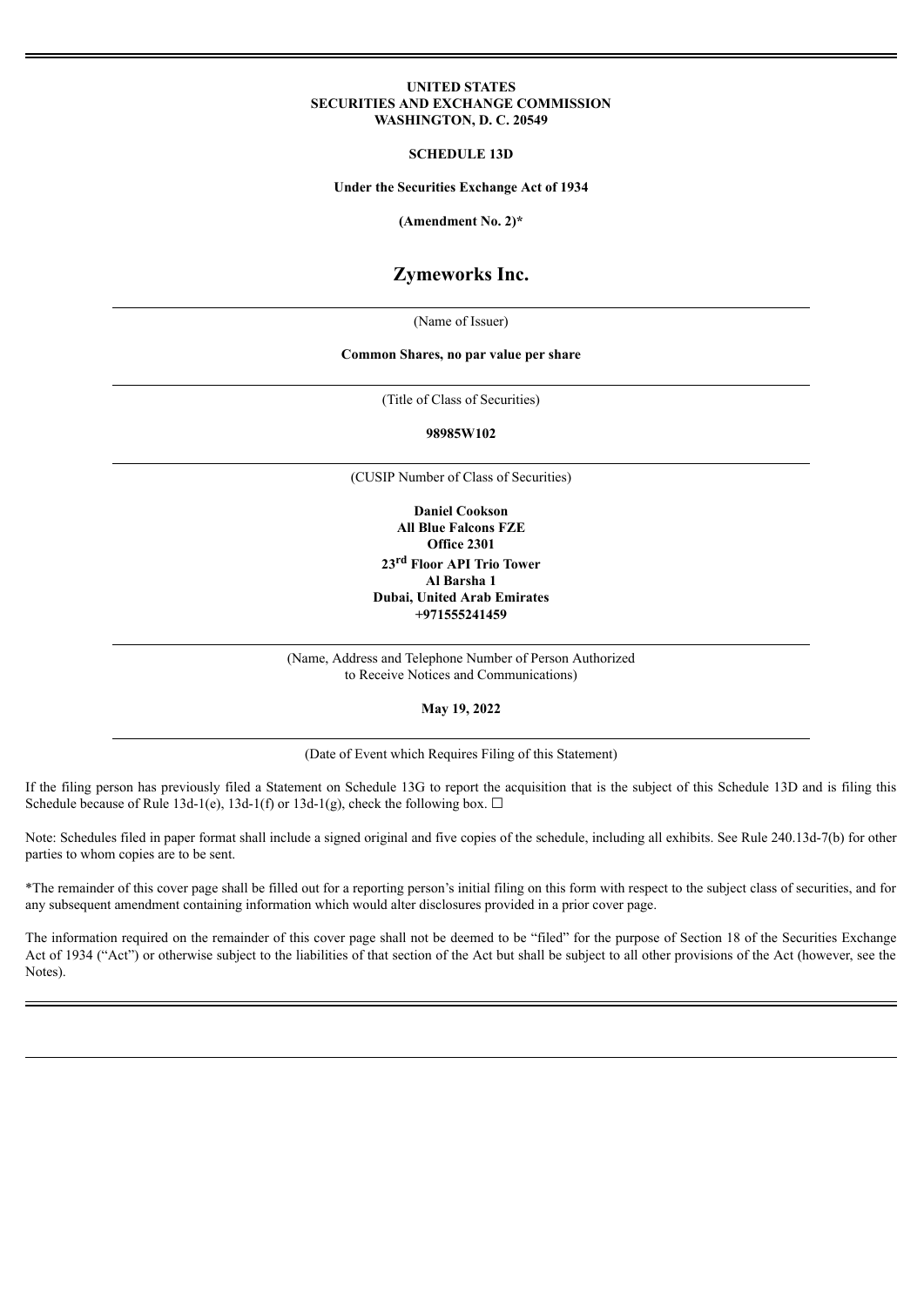**UNITED STATES**
**SECURITIES AND EXCHANGE COMMISSION**
**WASHINGTON, D. C. 20549**

**SCHEDULE 13D**

**Under the Securities Exchange Act of 1934**

**(Amendment No. 2)***

# Zymeworks Inc.

(Name of Issuer)

**Common Shares, no par value per share**

(Title of Class of Securities)

**98985W102**

(CUSIP Number of Class of Securities)

**Daniel Cookson**
**All Blue Falcons FZE**
**Office 2301**
**23rd Floor API Trio Tower**
**Al Barsha 1**
**Dubai, United Arab Emirates**
**+971555241459**

(Name, Address and Telephone Number of Person Authorized to Receive Notices and Communications)

**May 19, 2022**

(Date of Event which Requires Filing of this Statement)

If the filing person has previously filed a Statement on Schedule 13G to report the acquisition that is the subject of this Schedule 13D and is filing this Schedule because of Rule 13d-1(e), 13d-1(f) or 13d-1(g), check the following box. ☐

Note: Schedules filed in paper format shall include a signed original and five copies of the schedule, including all exhibits. See Rule 240.13d-7(b) for other parties to whom copies are to be sent.

*The remainder of this cover page shall be filled out for a reporting person's initial filing on this form with respect to the subject class of securities, and for any subsequent amendment containing information which would alter disclosures provided in a prior cover page.

The information required on the remainder of this cover page shall not be deemed to be "filed" for the purpose of Section 18 of the Securities Exchange Act of 1934 ("Act") or otherwise subject to the liabilities of that section of the Act but shall be subject to all other provisions of the Act (however, see the Notes).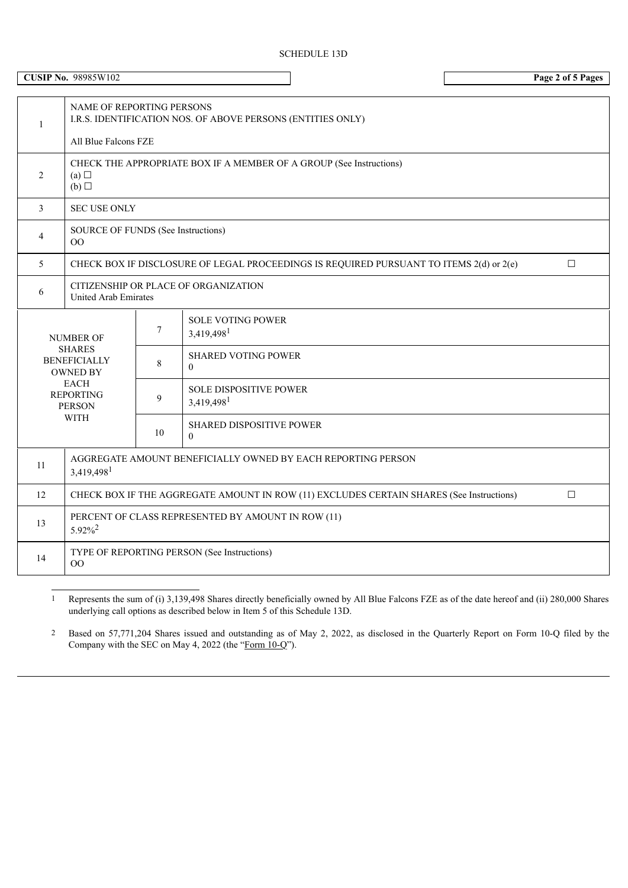SCHEDULE 13D

**CUSIP No.** 98985W102

| | |
|---|---|
| 1 | NAME OF REPORTING PERSONS<br>I.R.S. IDENTIFICATION NOS. OF ABOVE PERSONS (ENTITIES ONLY)<br><br>All Blue Falcons FZE |
| 2 | CHECK THE APPROPRIATE BOX IF A MEMBER OF A GROUP (See Instructions)<br>(a) ☐<br>(b) ☐ |
| 3 | SEC USE ONLY |
| 4 | SOURCE OF FUNDS (See Instructions)<br>OO |
| 5 | CHECK BOX IF DISCLOSURE OF LEGAL PROCEEDINGS IS REQUIRED PURSUANT TO ITEMS 2(d) or 2(e) ☐ |
| 6 | CITIZENSHIP OR PLACE OF ORGANIZATION<br>United Arab Emirates |

| NUMBER OF SHARES BENEFICIALLY OWNED BY EACH REPORTING PERSON WITH | | |
|---|---|---|
| | 7 | SOLE VOTING POWER<br>3,419,498[1] |
| | 8 | SHARED VOTING POWER<br>0 |
| | 9 | SOLE DISPOSITIVE POWER<br>3,419,498[1] |
| | 10 | SHARED DISPOSITIVE POWER<br>0 |

| | |
|---|---|
| 11 | AGGREGATE AMOUNT BENEFICIALLY OWNED BY EACH REPORTING PERSON<br>3,419,498[1] |
| 12 | CHECK BOX IF THE AGGREGATE AMOUNT IN ROW (11) EXCLUDES CERTAIN SHARES (See Instructions) ☐ |
| 13 | PERCENT OF CLASS REPRESENTED BY AMOUNT IN ROW (11)<br>5.92%[2] |
| 14 | TYPE OF REPORTING PERSON (See Instructions)<br>OO |

[1] Represents the sum of (i) 3,139,498 Shares directly beneficially owned by All Blue Falcons FZE as of the date hereof and (ii) 280,000 Shares underlying call options as described below in Item 5 of this Schedule 13D.

[2] Based on 57,771,204 Shares issued and outstanding as of May 2, 2022, as disclosed in the Quarterly Report on Form 10-Q filed by the Company with the SEC on May 4, 2022 (the "Form 10-Q").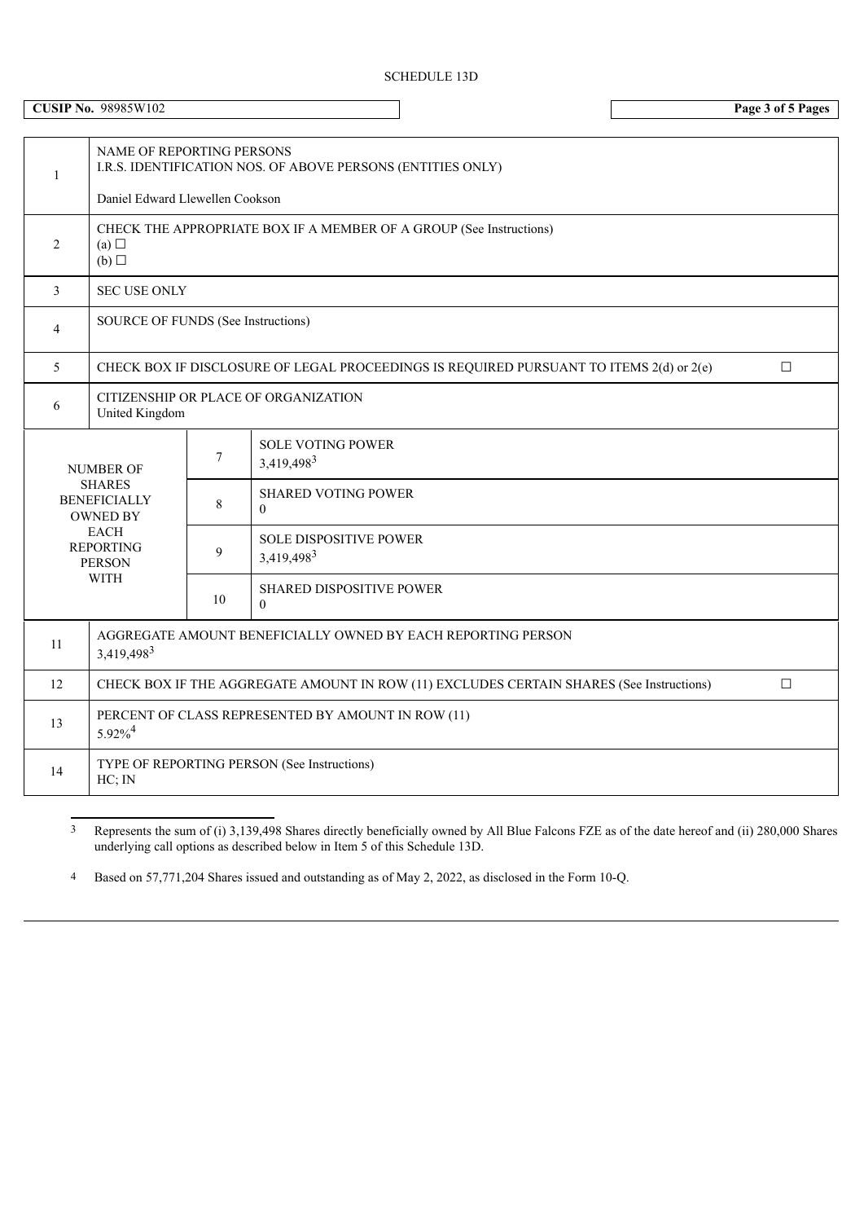SCHEDULE 13D

**CUSIP No.** 98985W102

| | | | |
|---|---|---|---|
| 1 | NAME OF REPORTING PERSONS<br>I.R.S. IDENTIFICATION NOS. OF ABOVE PERSONS (ENTITIES ONLY)<br><br>Daniel Edward Llewellen Cookson | | |
| 2 | CHECK THE APPROPRIATE BOX IF A MEMBER OF A GROUP (See Instructions)<br>(a) ☐<br>(b) ☐ | | |
| 3 | SEC USE ONLY | | |
| 4 | SOURCE OF FUNDS (See Instructions) | | |
| 5 | CHECK BOX IF DISCLOSURE OF LEGAL PROCEEDINGS IS REQUIRED PURSUANT TO ITEMS 2(d) or 2(e) ☐ | | |
| 6 | CITIZENSHIP OR PLACE OF ORGANIZATION<br>United Kingdom | | |
| NUMBER OF SHARES BENEFICIALLY OWNED BY EACH REPORTING PERSON WITH | | 7 | SOLE VOTING POWER<br>3,419,498[3] |
| | | 8 | SHARED VOTING POWER<br>0 |
| | | 9 | SOLE DISPOSITIVE POWER<br>3,419,498[3] |
| | | 10 | SHARED DISPOSITIVE POWER<br>0 |
| 11 | AGGREGATE AMOUNT BENEFICIALLY OWNED BY EACH REPORTING PERSON<br>3,419,498[3] | | |
| 12 | CHECK BOX IF THE AGGREGATE AMOUNT IN ROW (11) EXCLUDES CERTAIN SHARES (See Instructions) ☐ | | |
| 13 | PERCENT OF CLASS REPRESENTED BY AMOUNT IN ROW (11)<br>5.92%[4] | | |
| 14 | TYPE OF REPORTING PERSON (See Instructions)<br>HC; IN | | |

[3] Represents the sum of (i) 3,139,498 Shares directly beneficially owned by All Blue Falcons FZE as of the date hereof and (ii) 280,000 Shares underlying call options as described below in Item 5 of this Schedule 13D.

[4] Based on 57,771,204 Shares issued and outstanding as of May 2, 2022, as disclosed in the Form 10-Q.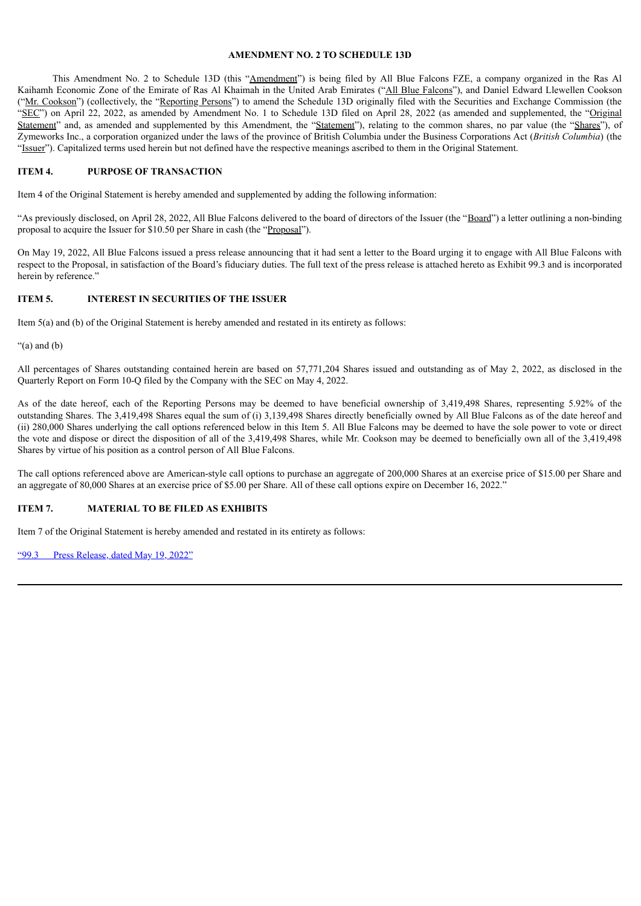## AMENDMENT NO. 2 TO SCHEDULE 13D

This Amendment No. 2 to Schedule 13D (this "Amendment") is being filed by All Blue Falcons FZE, a company organized in the Ras Al Kaihamh Economic Zone of the Emirate of Ras Al Khaimah in the United Arab Emirates ("All Blue Falcons"), and Daniel Edward Llewellen Cookson ("Mr. Cookson") (collectively, the "Reporting Persons") to amend the Schedule 13D originally filed with the Securities and Exchange Commission (the "SEC") on April 22, 2022, as amended by Amendment No. 1 to Schedule 13D filed on April 28, 2022 (as amended and supplemented, the "Original Statement" and, as amended and supplemented by this Amendment, the "Statement"), relating to the common shares, no par value (the "Shares"), of Zymeworks Inc., a corporation organized under the laws of the province of British Columbia under the Business Corporations Act (*British Columbia*) (the "Issuer"). Capitalized terms used herein but not defined have the respective meanings ascribed to them in the Original Statement.

### ITEM 4. PURPOSE OF TRANSACTION

Item 4 of the Original Statement is hereby amended and supplemented by adding the following information:

"As previously disclosed, on April 28, 2022, All Blue Falcons delivered to the board of directors of the Issuer (the "Board") a letter outlining a non-binding proposal to acquire the Issuer for $10.50 per Share in cash (the "Proposal").

On May 19, 2022, All Blue Falcons issued a press release announcing that it had sent a letter to the Board urging it to engage with All Blue Falcons with respect to the Proposal, in satisfaction of the Board's fiduciary duties. The full text of the press release is attached hereto as Exhibit 99.3 and is incorporated herein by reference."

### ITEM 5. INTEREST IN SECURITIES OF THE ISSUER

Item 5(a) and (b) of the Original Statement is hereby amended and restated in its entirety as follows:

"(a) and (b)

All percentages of Shares outstanding contained herein are based on 57,771,204 Shares issued and outstanding as of May 2, 2022, as disclosed in the Quarterly Report on Form 10-Q filed by the Company with the SEC on May 4, 2022.

As of the date hereof, each of the Reporting Persons may be deemed to have beneficial ownership of 3,419,498 Shares, representing 5.92% of the outstanding Shares. The 3,419,498 Shares equal the sum of (i) 3,139,498 Shares directly beneficially owned by All Blue Falcons as of the date hereof and (ii) 280,000 Shares underlying the call options referenced below in this Item 5. All Blue Falcons may be deemed to have the sole power to vote or direct the vote and dispose or direct the disposition of all of the 3,419,498 Shares, while Mr. Cookson may be deemed to beneficially own all of the 3,419,498 Shares by virtue of his position as a control person of All Blue Falcons.

The call options referenced above are American-style call options to purchase an aggregate of 200,000 Shares at an exercise price of $15.00 per Share and an aggregate of 80,000 Shares at an exercise price of $5.00 per Share. All of these call options expire on December 16, 2022."

### ITEM 7. MATERIAL TO BE FILED AS EXHIBITS

Item 7 of the Original Statement is hereby amended and restated in its entirety as follows:

"99.3 Press Release, dated May 19, 2022"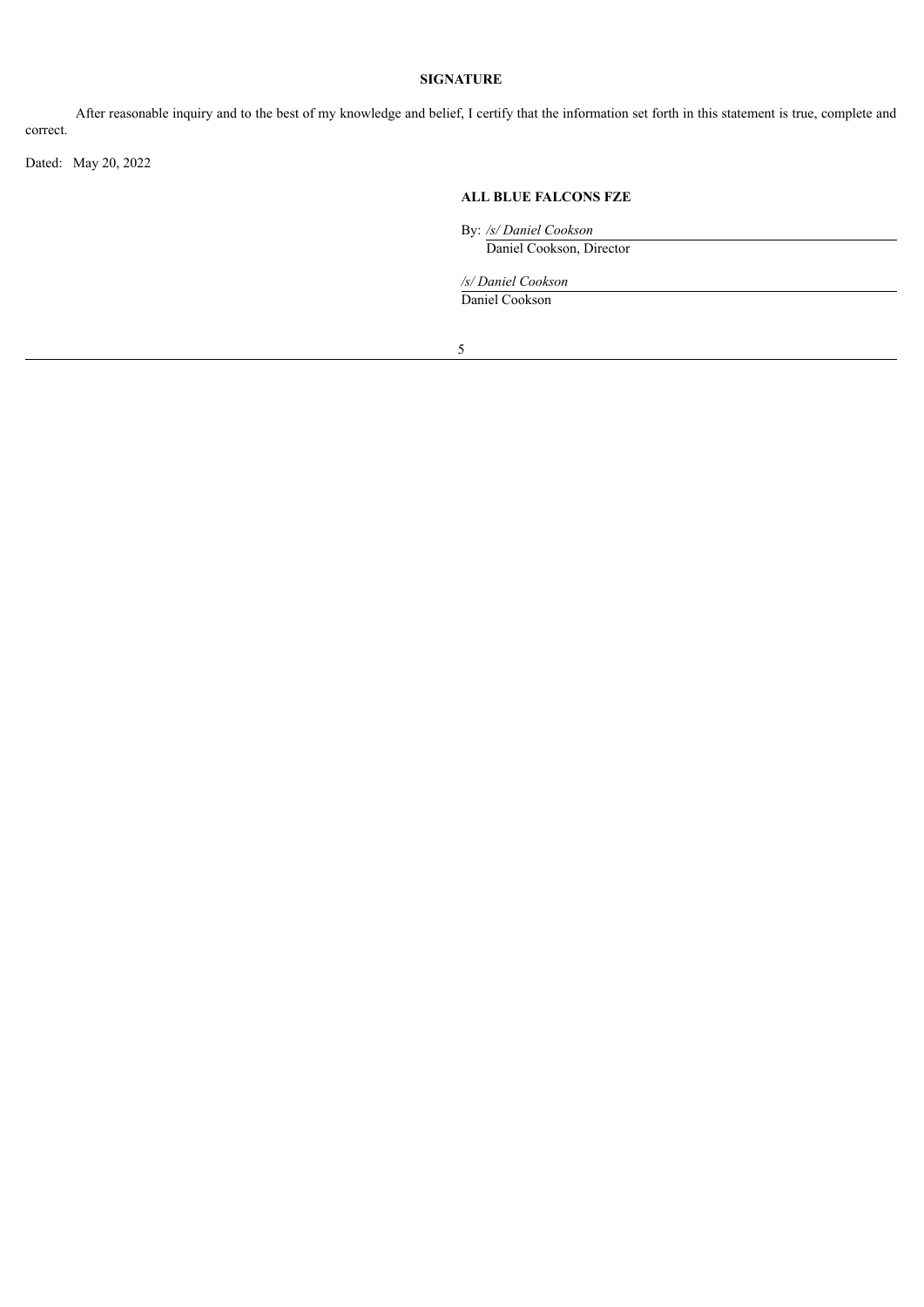**SIGNATURE**

After reasonable inquiry and to the best of my knowledge and belief, I certify that the information set forth in this statement is true, complete and correct.

Dated: May 20, 2022

**ALL BLUE FALCONS FZE**

By: */s/ Daniel Cookson*
Daniel Cookson, Director

*/s/ Daniel Cookson*
Daniel Cookson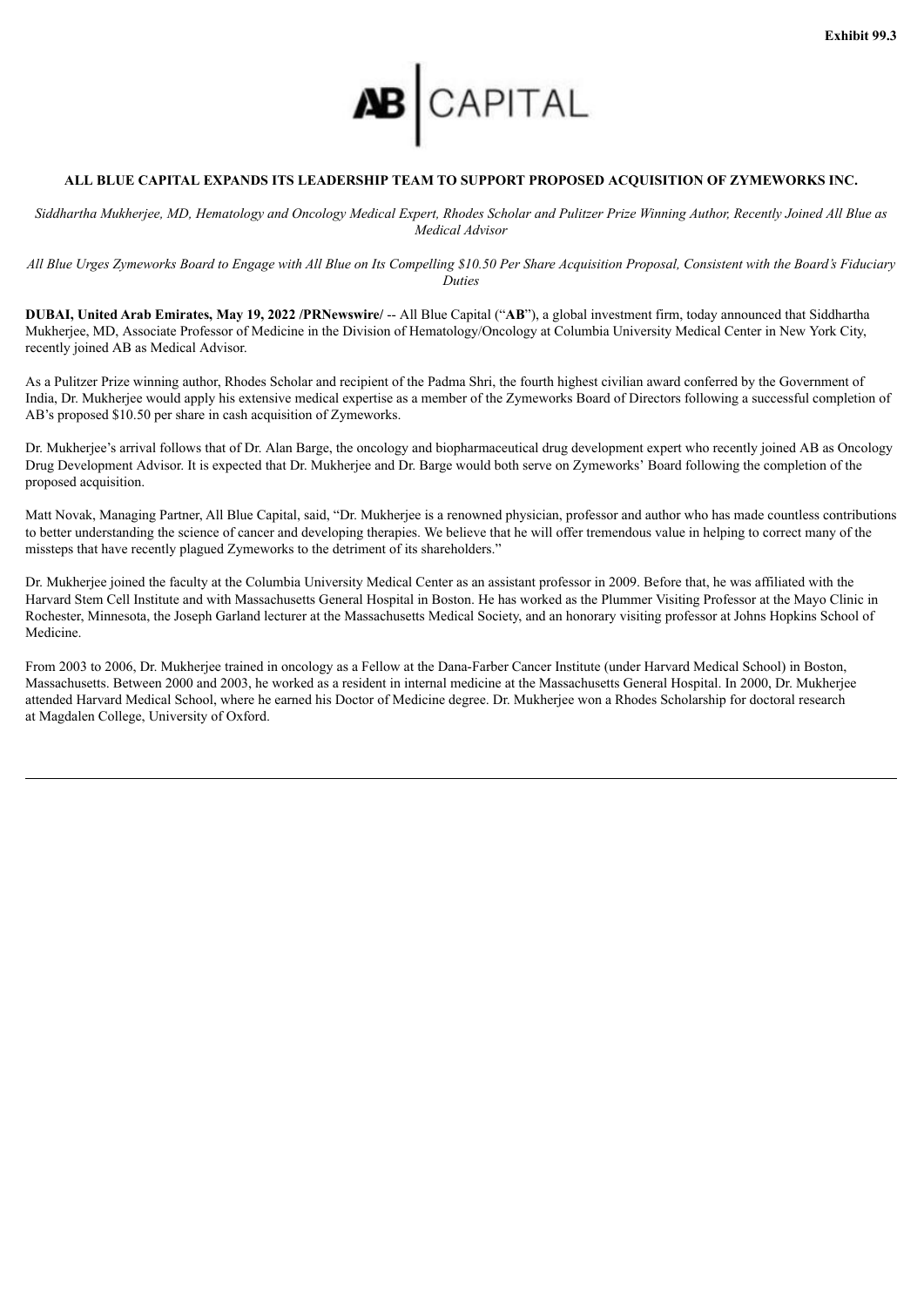Exhibit 99.3

AB | CAPITAL

**ALL BLUE CAPITAL EXPANDS ITS LEADERSHIP TEAM TO SUPPORT PROPOSED ACQUISITION OF ZYMEWORKS INC.**

*Siddhartha Mukherjee, MD, Hematology and Oncology Medical Expert, Rhodes Scholar and Pulitzer Prize Winning Author, Recently Joined All Blue as Medical Advisor*

*All Blue Urges Zymeworks Board to Engage with All Blue on Its Compelling $10.50 Per Share Acquisition Proposal, Consistent with the Board's Fiduciary Duties*

**DUBAI, United Arab Emirates, May 19, 2022 /PRNewswire/** -- All Blue Capital ("**AB**"), a global investment firm, today announced that Siddhartha Mukherjee, MD, Associate Professor of Medicine in the Division of Hematology/Oncology at Columbia University Medical Center in New York City, recently joined AB as Medical Advisor.

As a Pulitzer Prize winning author, Rhodes Scholar and recipient of the Padma Shri, the fourth highest civilian award conferred by the Government of India, Dr. Mukherjee would apply his extensive medical expertise as a member of the Zymeworks Board of Directors following a successful completion of AB's proposed $10.50 per share in cash acquisition of Zymeworks.

Dr. Mukherjee's arrival follows that of Dr. Alan Barge, the oncology and biopharmaceutical drug development expert who recently joined AB as Oncology Drug Development Advisor. It is expected that Dr. Mukherjee and Dr. Barge would both serve on Zymeworks' Board following the completion of the proposed acquisition.

Matt Novak, Managing Partner, All Blue Capital, said, "Dr. Mukherjee is a renowned physician, professor and author who has made countless contributions to better understanding the science of cancer and developing therapies. We believe that he will offer tremendous value in helping to correct many of the missteps that have recently plagued Zymeworks to the detriment of its shareholders."

Dr. Mukherjee joined the faculty at the Columbia University Medical Center as an assistant professor in 2009. Before that, he was affiliated with the Harvard Stem Cell Institute and with Massachusetts General Hospital in Boston. He has worked as the Plummer Visiting Professor at the Mayo Clinic in Rochester, Minnesota, the Joseph Garland lecturer at the Massachusetts Medical Society, and an honorary visiting professor at Johns Hopkins School of Medicine.

From 2003 to 2006, Dr. Mukherjee trained in oncology as a Fellow at the Dana-Farber Cancer Institute (under Harvard Medical School) in Boston, Massachusetts. Between 2000 and 2003, he worked as a resident in internal medicine at the Massachusetts General Hospital. In 2000, Dr. Mukherjee attended Harvard Medical School, where he earned his Doctor of Medicine degree. Dr. Mukherjee won a Rhodes Scholarship for doctoral research at Magdalen College, University of Oxford.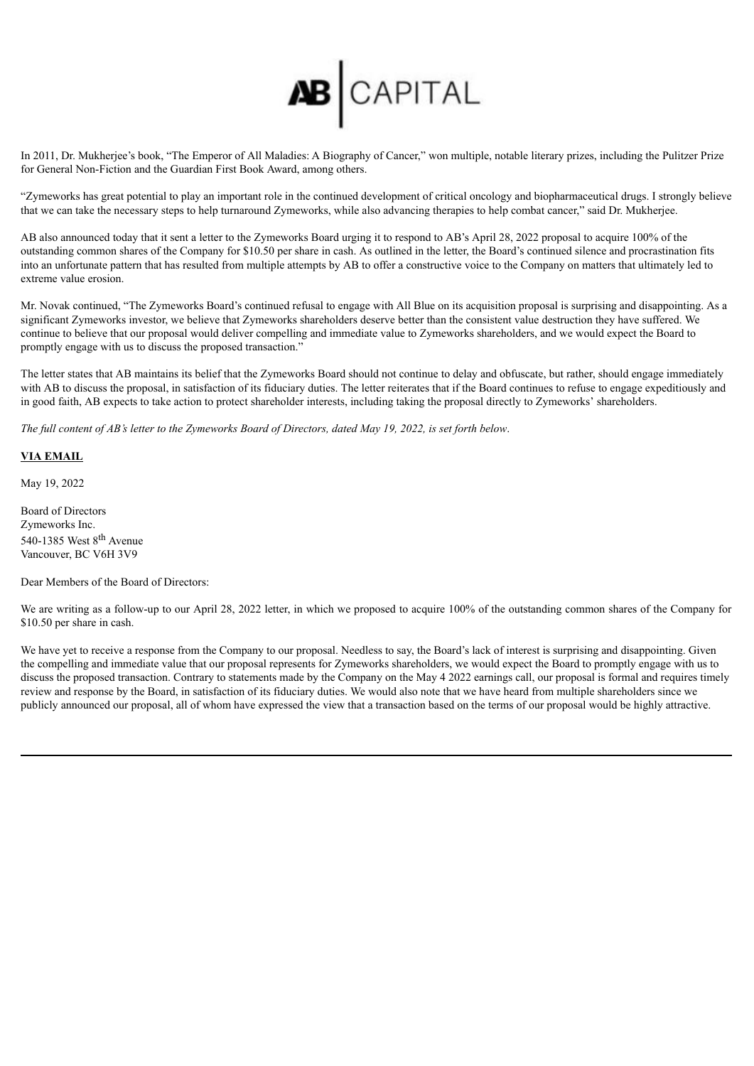In 2011, Dr. Mukherjee's book, "The Emperor of All Maladies: A Biography of Cancer," won multiple, notable literary prizes, including the Pulitzer Prize for General Non-Fiction and the Guardian First Book Award, among others.

"Zymeworks has great potential to play an important role in the continued development of critical oncology and biopharmaceutical drugs. I strongly believe that we can take the necessary steps to help turnaround Zymeworks, while also advancing therapies to help combat cancer," said Dr. Mukherjee.

AB also announced today that it sent a letter to the Zymeworks Board urging it to respond to AB's April 28, 2022 proposal to acquire 100% of the outstanding common shares of the Company for $10.50 per share in cash. As outlined in the letter, the Board's continued silence and procrastination fits into an unfortunate pattern that has resulted from multiple attempts by AB to offer a constructive voice to the Company on matters that ultimately led to extreme value erosion.

Mr. Novak continued, "The Zymeworks Board's continued refusal to engage with All Blue on its acquisition proposal is surprising and disappointing. As a significant Zymeworks investor, we believe that Zymeworks shareholders deserve better than the consistent value destruction they have suffered. We continue to believe that our proposal would deliver compelling and immediate value to Zymeworks shareholders, and we would expect the Board to promptly engage with us to discuss the proposed transaction."

The letter states that AB maintains its belief that the Zymeworks Board should not continue to delay and obfuscate, but rather, should engage immediately with AB to discuss the proposal, in satisfaction of its fiduciary duties. The letter reiterates that if the Board continues to refuse to engage expeditiously and in good faith, AB expects to take action to protect shareholder interests, including taking the proposal directly to Zymeworks' shareholders.

*The full content of AB's letter to the Zymeworks Board of Directors, dated May 19, 2022, is set forth below*.

**VIA EMAIL**

May 19, 2022

Board of Directors
Zymeworks Inc.
540-1385 West 8th Avenue
Vancouver, BC V6H 3V9

Dear Members of the Board of Directors:

We are writing as a follow-up to our April 28, 2022 letter, in which we proposed to acquire 100% of the outstanding common shares of the Company for $10.50 per share in cash.

We have yet to receive a response from the Company to our proposal. Needless to say, the Board's lack of interest is surprising and disappointing. Given the compelling and immediate value that our proposal represents for Zymeworks shareholders, we would expect the Board to promptly engage with us to discuss the proposed transaction. Contrary to statements made by the Company on the May 4 2022 earnings call, our proposal is formal and requires timely review and response by the Board, in satisfaction of its fiduciary duties. We would also note that we have heard from multiple shareholders since we publicly announced our proposal, all of whom have expressed the view that a transaction based on the terms of our proposal would be highly attractive.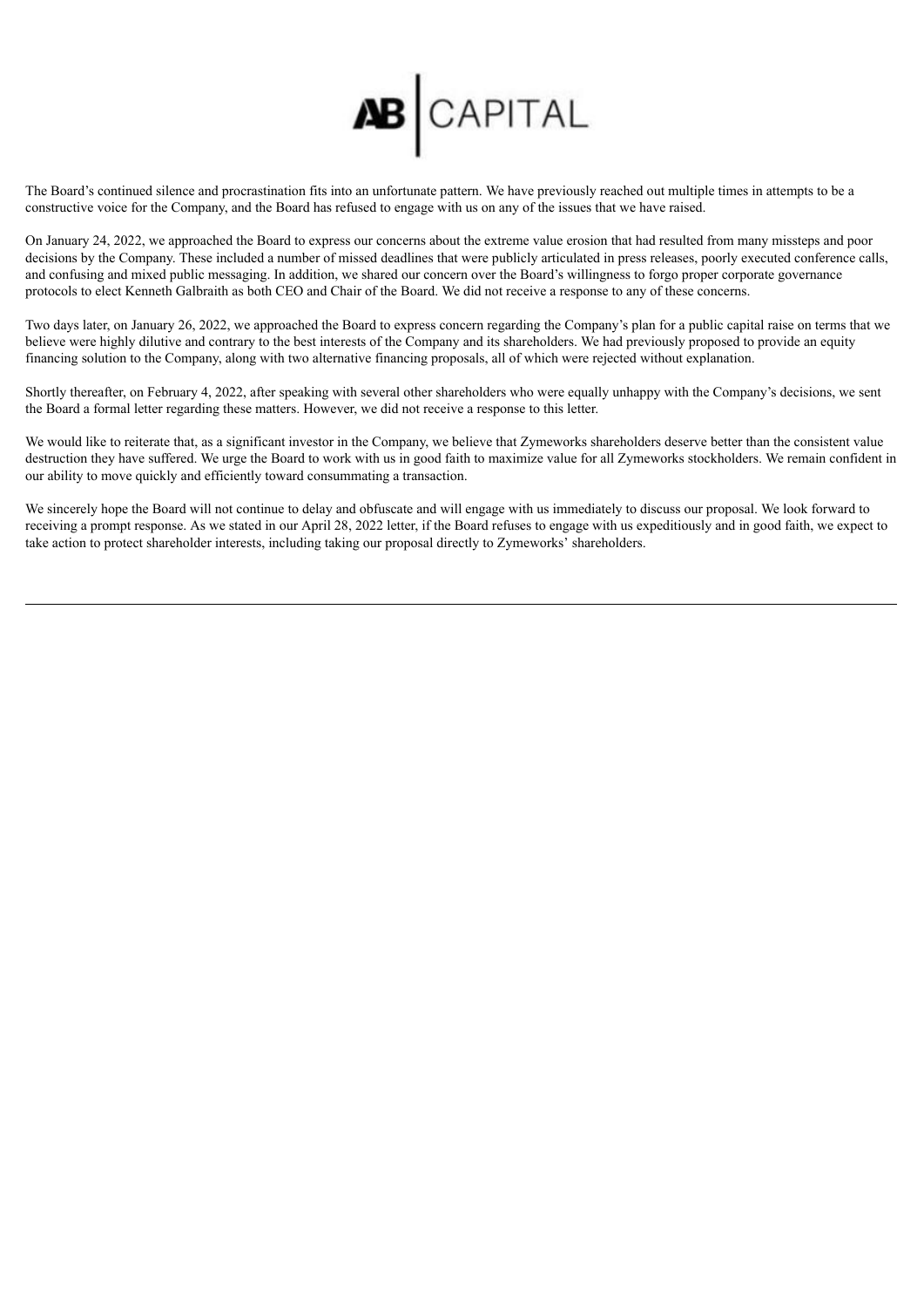AB | CAPITAL

The Board's continued silence and procrastination fits into an unfortunate pattern. We have previously reached out multiple times in attempts to be a constructive voice for the Company, and the Board has refused to engage with us on any of the issues that we have raised.

On January 24, 2022, we approached the Board to express our concerns about the extreme value erosion that had resulted from many missteps and poor decisions by the Company. These included a number of missed deadlines that were publicly articulated in press releases, poorly executed conference calls, and confusing and mixed public messaging. In addition, we shared our concern over the Board's willingness to forgo proper corporate governance protocols to elect Kenneth Galbraith as both CEO and Chair of the Board. We did not receive a response to any of these concerns.

Two days later, on January 26, 2022, we approached the Board to express concern regarding the Company's plan for a public capital raise on terms that we believe were highly dilutive and contrary to the best interests of the Company and its shareholders. We had previously proposed to provide an equity financing solution to the Company, along with two alternative financing proposals, all of which were rejected without explanation.

Shortly thereafter, on February 4, 2022, after speaking with several other shareholders who were equally unhappy with the Company's decisions, we sent the Board a formal letter regarding these matters. However, we did not receive a response to this letter.

We would like to reiterate that, as a significant investor in the Company, we believe that Zymeworks shareholders deserve better than the consistent value destruction they have suffered. We urge the Board to work with us in good faith to maximize value for all Zymeworks stockholders. We remain confident in our ability to move quickly and efficiently toward consummating a transaction.

We sincerely hope the Board will not continue to delay and obfuscate and will engage with us immediately to discuss our proposal. We look forward to receiving a prompt response. As we stated in our April 28, 2022 letter, if the Board refuses to engage with us expeditiously and in good faith, we expect to take action to protect shareholder interests, including taking our proposal directly to Zymeworks' shareholders.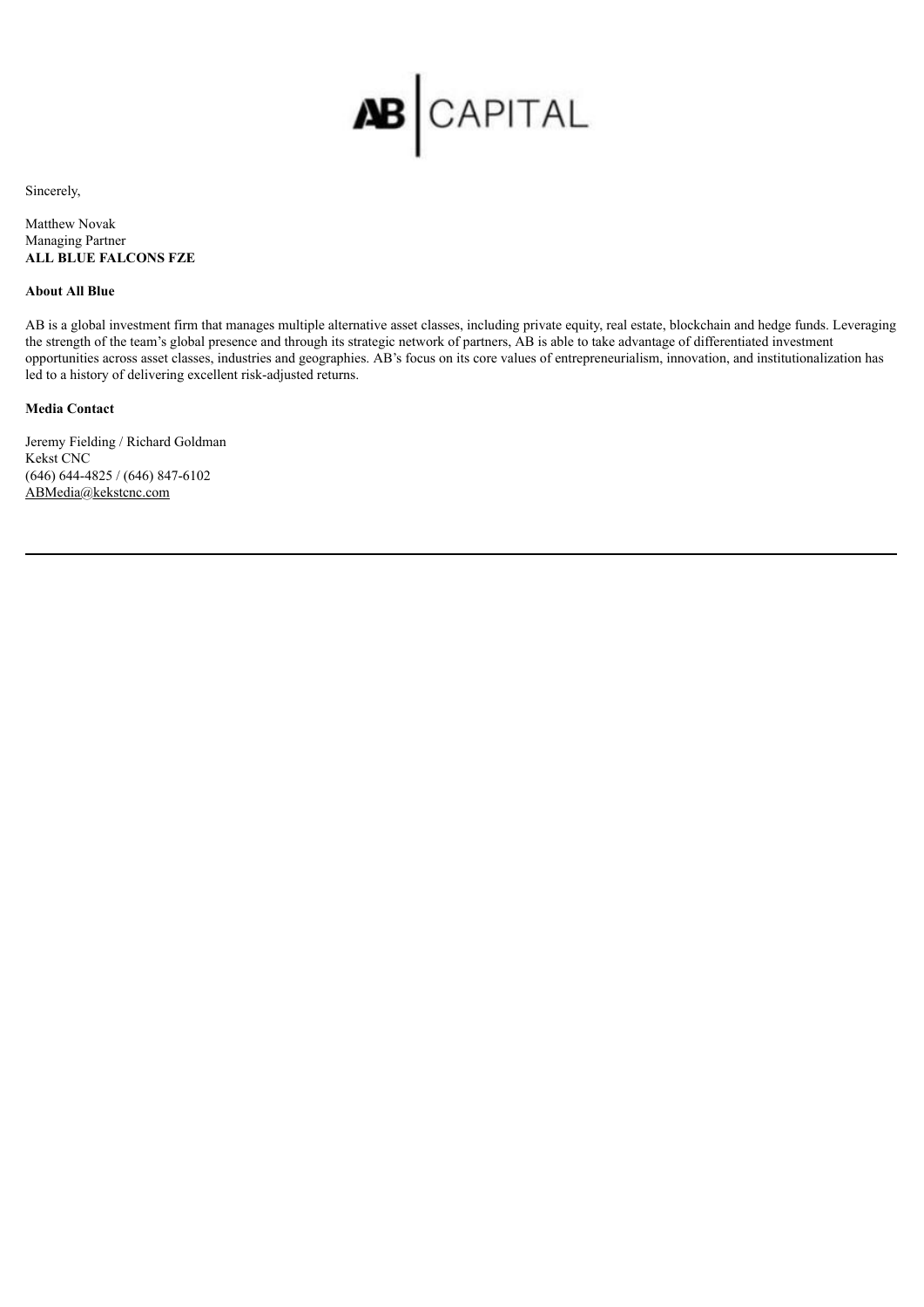AB | CAPITAL

Sincerely,

Matthew Novak
Managing Partner
**ALL BLUE FALCONS FZE**

**About All Blue**

AB is a global investment firm that manages multiple alternative asset classes, including private equity, real estate, blockchain and hedge funds. Leveraging the strength of the team's global presence and through its strategic network of partners, AB is able to take advantage of differentiated investment opportunities across asset classes, industries and geographies. AB's focus on its core values of entrepreneurialism, innovation, and institutionalization has led to a history of delivering excellent risk-adjusted returns.

**Media Contact**

Jeremy Fielding / Richard Goldman
Kekst CNC
(646) 644-4825 / (646) 847-6102
ABMedia@kekstcnc.com